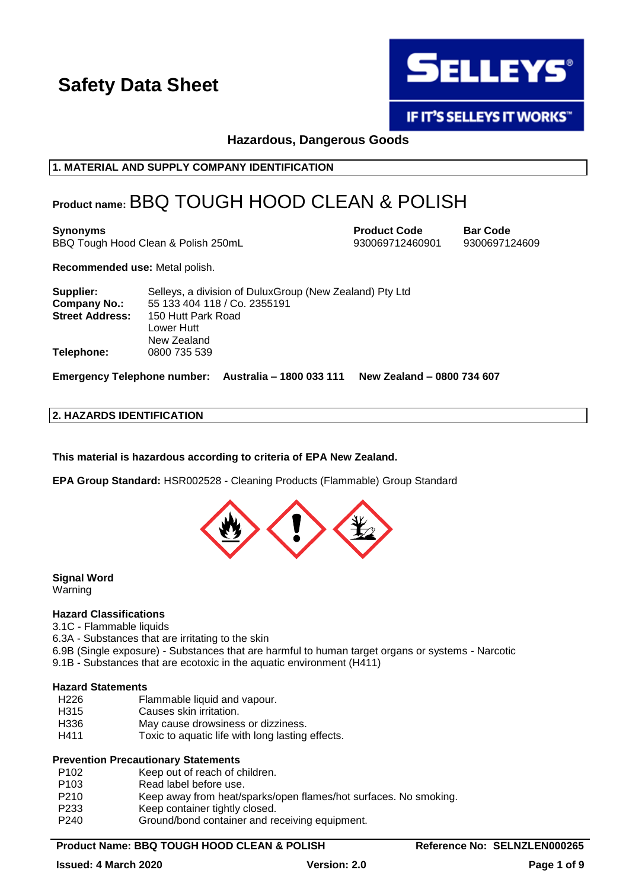# Safety Data Sheet

**Hazardous, Dangerous Goods**

## 1. MATERIAL AND SUPPLY COMPANY IDENTIFICATION

**Product name:** BBQ TOUGH HOOD CLEAN & POLISH

| Synonyms | Product Code | Bar Code |
|---|---|---|
| BBQ Tough Hood Clean & Polish 250mL | 930069712460901 | 9300697124609 |

**Recommended use:** Metal polish.

**Supplier:** Selleys, a division of DuluxGroup (New Zealand) Pty Ltd
**Company No.:** 55 133 404 118 / Co. 2355191
**Street Address:** 150 Hutt Park Road
Lower Hutt
New Zealand
**Telephone:** 0800 735 539

**Emergency Telephone number: Australia – 1800 033 111 New Zealand – 0800 734 607**

## 2. HAZARDS IDENTIFICATION

**This material is hazardous according to criteria of EPA New Zealand.**

**EPA Group Standard:** HSR002528 - Cleaning Products (Flammable) Group Standard

**Signal Word**
Warning

**Hazard Classifications**
3.1C - Flammable liquids
6.3A - Substances that are irritating to the skin
6.9B (Single exposure) - Substances that are harmful to human target organs or systems - Narcotic
9.1B - Substances that are ecotoxic in the aquatic environment (H411)

**Hazard Statements**

| | |
|---|---|
| H226 | Flammable liquid and vapour. |
| H315 | Causes skin irritation. |
| H336 | May cause drowsiness or dizziness. |
| H411 | Toxic to aquatic life with long lasting effects. |

**Prevention Precautionary Statements**

| | |
|---|---|
| P102 | Keep out of reach of children. |
| P103 | Read label before use. |
| P210 | Keep away from heat/sparks/open flames/hot surfaces. No smoking. |
| P233 | Keep container tightly closed. |
| P240 | Ground/bond container and receiving equipment. |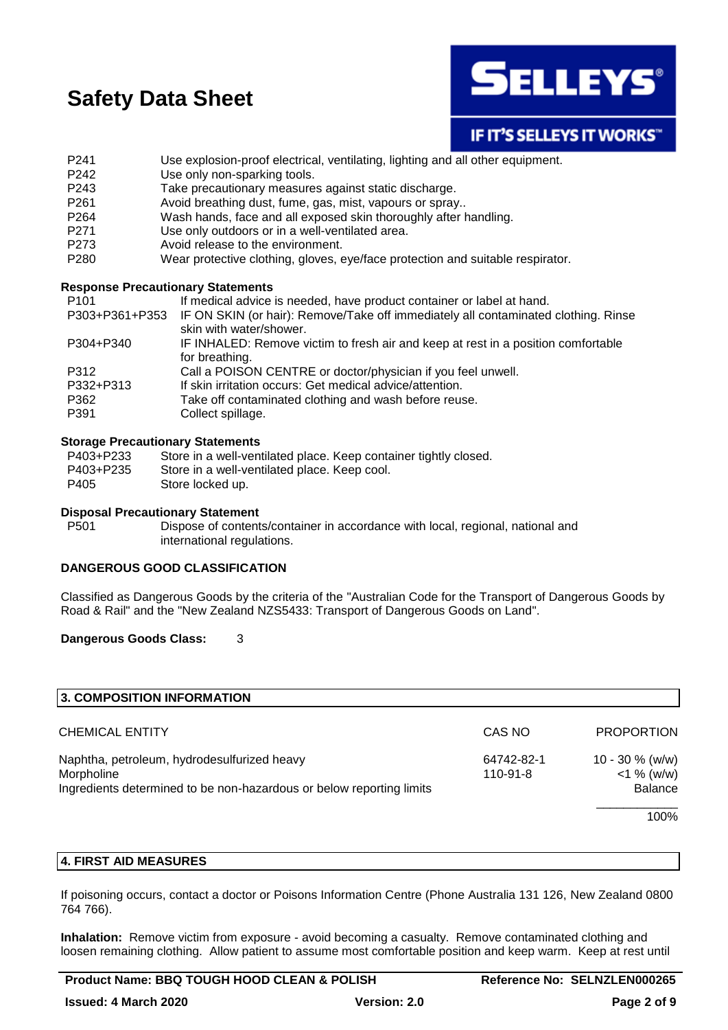| | |
|---|---|
| P241 | Use explosion-proof electrical, ventilating, lighting and all other equipment. |
| P242 | Use only non-sparking tools. |
| P243 | Take precautionary measures against static discharge. |
| P261 | Avoid breathing dust, fume, gas, mist, vapours or spray.. |
| P264 | Wash hands, face and all exposed skin thoroughly after handling. |
| P271 | Use only outdoors or in a well-ventilated area. |
| P273 | Avoid release to the environment. |
| P280 | Wear protective clothing, gloves, eye/face protection and suitable respirator. |

**Response Precautionary Statements**

| | |
|---|---|
| P101 | If medical advice is needed, have product container or label at hand. |
| P303+P361+P353 | IF ON SKIN (or hair): Remove/Take off immediately all contaminated clothing. Rinse skin with water/shower. |
| P304+P340 | IF INHALED: Remove victim to fresh air and keep at rest in a position comfortable for breathing. |
| P312 | Call a POISON CENTRE or doctor/physician if you feel unwell. |
| P332+P313 | If skin irritation occurs: Get medical advice/attention. |
| P362 | Take off contaminated clothing and wash before reuse. |
| P391 | Collect spillage. |

**Storage Precautionary Statements**

| | |
|---|---|
| P403+P233 | Store in a well-ventilated place. Keep container tightly closed. |
| P403+P235 | Store in a well-ventilated place. Keep cool. |
| P405 | Store locked up. |

**Disposal Precautionary Statement**

| | |
|---|---|
| P501 | Dispose of contents/container in accordance with local, regional, national and international regulations. |

**DANGEROUS GOOD CLASSIFICATION**

Classified as Dangerous Goods by the criteria of the "Australian Code for the Transport of Dangerous Goods by Road & Rail" and the "New Zealand NZS5433: Transport of Dangerous Goods on Land".

**Dangerous Goods Class:** 3

## 3. COMPOSITION INFORMATION

| CHEMICAL ENTITY | CAS NO | PROPORTION |
|---|---|---|
| Naphtha, petroleum, hydrodesulfurized heavy | 64742-82-1 | 10 - 30 % (w/w) |
| Morpholine | 110-91-8 | <1 % (w/w) |
| Ingredients determined to be non-hazardous or below reporting limits | | Balance |
| | | 100% |

## 4. FIRST AID MEASURES

If poisoning occurs, contact a doctor or Poisons Information Centre (Phone Australia 131 126, New Zealand 0800 764 766).

**Inhalation:** Remove victim from exposure - avoid becoming a casualty. Remove contaminated clothing and loosen remaining clothing. Allow patient to assume most comfortable position and keep warm. Keep at rest until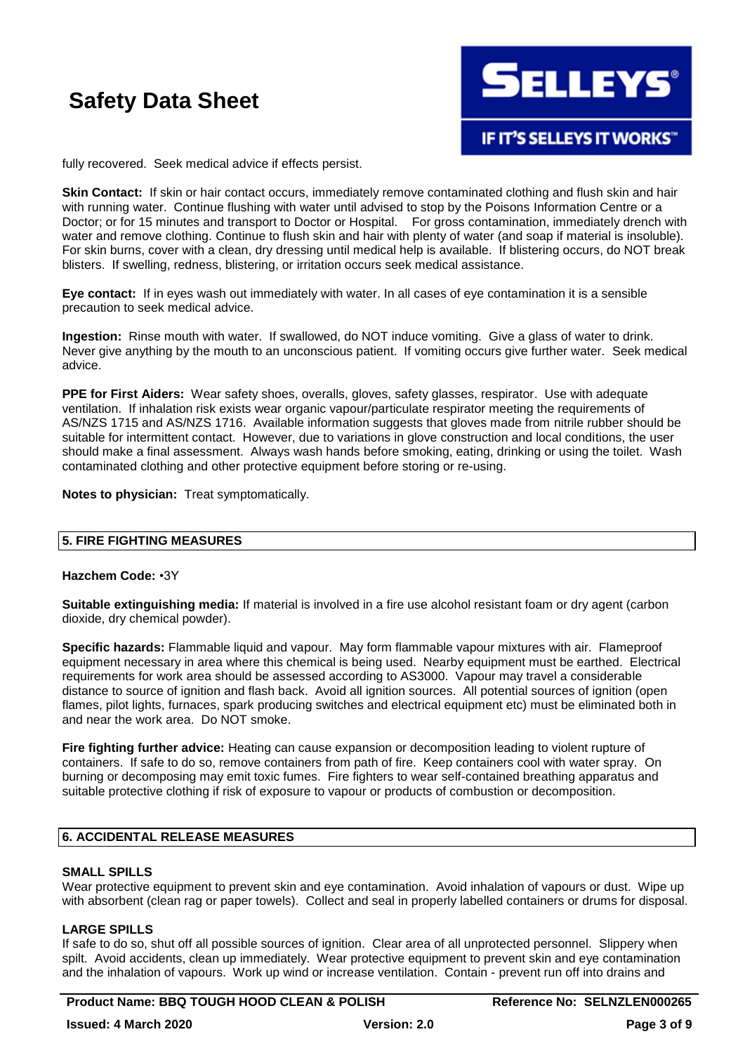fully recovered. Seek medical advice if effects persist.

**Skin Contact:** If skin or hair contact occurs, immediately remove contaminated clothing and flush skin and hair with running water. Continue flushing with water until advised to stop by the Poisons Information Centre or a Doctor; or for 15 minutes and transport to Doctor or Hospital. For gross contamination, immediately drench with water and remove clothing. Continue to flush skin and hair with plenty of water (and soap if material is insoluble). For skin burns, cover with a clean, dry dressing until medical help is available. If blistering occurs, do NOT break blisters. If swelling, redness, blistering, or irritation occurs seek medical assistance.

**Eye contact:** If in eyes wash out immediately with water. In all cases of eye contamination it is a sensible precaution to seek medical advice.

**Ingestion:** Rinse mouth with water. If swallowed, do NOT induce vomiting. Give a glass of water to drink. Never give anything by the mouth to an unconscious patient. If vomiting occurs give further water. Seek medical advice.

**PPE for First Aiders:** Wear safety shoes, overalls, gloves, safety glasses, respirator. Use with adequate ventilation. If inhalation risk exists wear organic vapour/particulate respirator meeting the requirements of AS/NZS 1715 and AS/NZS 1716. Available information suggests that gloves made from nitrile rubber should be suitable for intermittent contact. However, due to variations in glove construction and local conditions, the user should make a final assessment. Always wash hands before smoking, eating, drinking or using the toilet. Wash contaminated clothing and other protective equipment before storing or re-using.

**Notes to physician:** Treat symptomatically.

## 5. FIRE FIGHTING MEASURES

**Hazchem Code:** •3Y

**Suitable extinguishing media:** If material is involved in a fire use alcohol resistant foam or dry agent (carbon dioxide, dry chemical powder).

**Specific hazards:** Flammable liquid and vapour. May form flammable vapour mixtures with air. Flameproof equipment necessary in area where this chemical is being used. Nearby equipment must be earthed. Electrical requirements for work area should be assessed according to AS3000. Vapour may travel a considerable distance to source of ignition and flash back. Avoid all ignition sources. All potential sources of ignition (open flames, pilot lights, furnaces, spark producing switches and electrical equipment etc) must be eliminated both in and near the work area. Do NOT smoke.

**Fire fighting further advice:** Heating can cause expansion or decomposition leading to violent rupture of containers. If safe to do so, remove containers from path of fire. Keep containers cool with water spray. On burning or decomposing may emit toxic fumes. Fire fighters to wear self-contained breathing apparatus and suitable protective clothing if risk of exposure to vapour or products of combustion or decomposition.

## 6. ACCIDENTAL RELEASE MEASURES

### SMALL SPILLS

Wear protective equipment to prevent skin and eye contamination. Avoid inhalation of vapours or dust. Wipe up with absorbent (clean rag or paper towels). Collect and seal in properly labelled containers or drums for disposal.

### LARGE SPILLS

If safe to do so, shut off all possible sources of ignition. Clear area of all unprotected personnel. Slippery when spilt. Avoid accidents, clean up immediately. Wear protective equipment to prevent skin and eye contamination and the inhalation of vapours. Work up wind or increase ventilation. Contain - prevent run off into drains and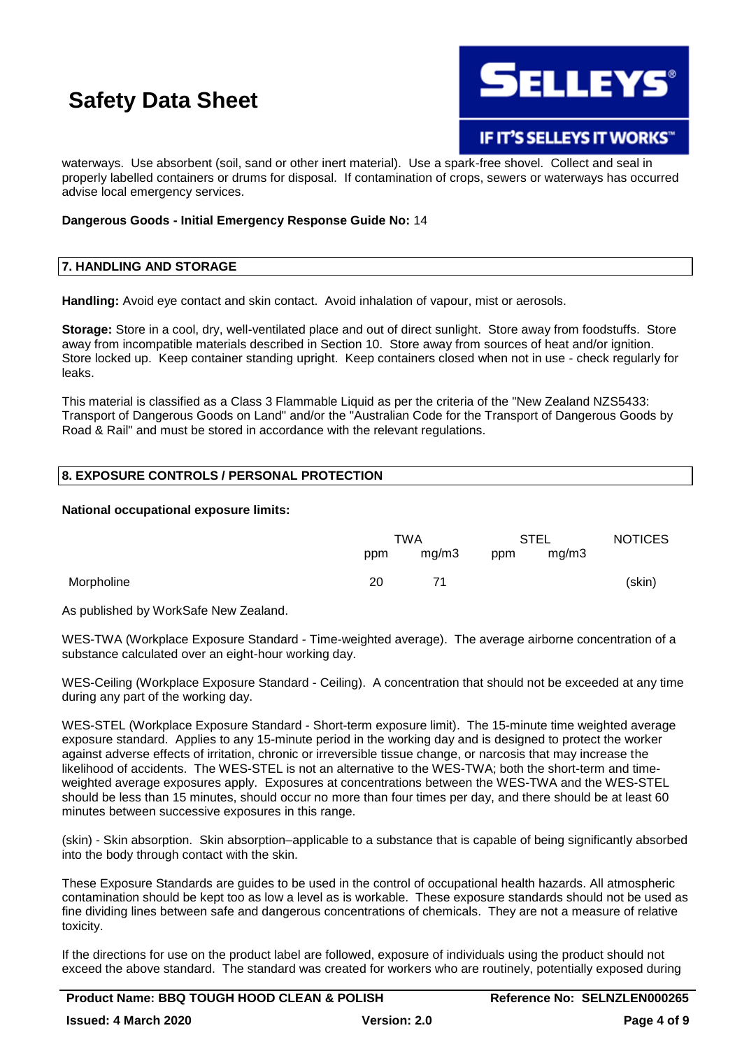waterways. Use absorbent (soil, sand or other inert material). Use a spark-free shovel. Collect and seal in properly labelled containers or drums for disposal. If contamination of crops, sewers or waterways has occurred advise local emergency services.

**Dangerous Goods - Initial Emergency Response Guide No:** 14

## 7. HANDLING AND STORAGE

**Handling:** Avoid eye contact and skin contact. Avoid inhalation of vapour, mist or aerosols.

**Storage:** Store in a cool, dry, well-ventilated place and out of direct sunlight. Store away from foodstuffs. Store away from incompatible materials described in Section 10. Store away from sources of heat and/or ignition. Store locked up. Keep container standing upright. Keep containers closed when not in use - check regularly for leaks.

This material is classified as a Class 3 Flammable Liquid as per the criteria of the "New Zealand NZS5433: Transport of Dangerous Goods on Land" and/or the "Australian Code for the Transport of Dangerous Goods by Road & Rail" and must be stored in accordance with the relevant regulations.

## 8. EXPOSURE CONTROLS / PERSONAL PROTECTION

**National occupational exposure limits:**

| | TWA | | STEL | | NOTICES |
|---|---|---|---|---|---|
| | ppm | mg/m3 | ppm | mg/m3 | |
| Morpholine | 20 | 71 | | | (skin) |

As published by WorkSafe New Zealand.

WES-TWA (Workplace Exposure Standard - Time-weighted average). The average airborne concentration of a substance calculated over an eight-hour working day.

WES-Ceiling (Workplace Exposure Standard - Ceiling). A concentration that should not be exceeded at any time during any part of the working day.

WES-STEL (Workplace Exposure Standard - Short-term exposure limit). The 15-minute time weighted average exposure standard. Applies to any 15-minute period in the working day and is designed to protect the worker against adverse effects of irritation, chronic or irreversible tissue change, or narcosis that may increase the likelihood of accidents. The WES-STEL is not an alternative to the WES-TWA; both the short-term and time-weighted average exposures apply. Exposures at concentrations between the WES-TWA and the WES-STEL should be less than 15 minutes, should occur no more than four times per day, and there should be at least 60 minutes between successive exposures in this range.

(skin) - Skin absorption. Skin absorption–applicable to a substance that is capable of being significantly absorbed into the body through contact with the skin.

These Exposure Standards are guides to be used in the control of occupational health hazards. All atmospheric contamination should be kept too as low a level as is workable. These exposure standards should not be used as fine dividing lines between safe and dangerous concentrations of chemicals. They are not a measure of relative toxicity.

If the directions for use on the product label are followed, exposure of individuals using the product should not exceed the above standard. The standard was created for workers who are routinely, potentially exposed during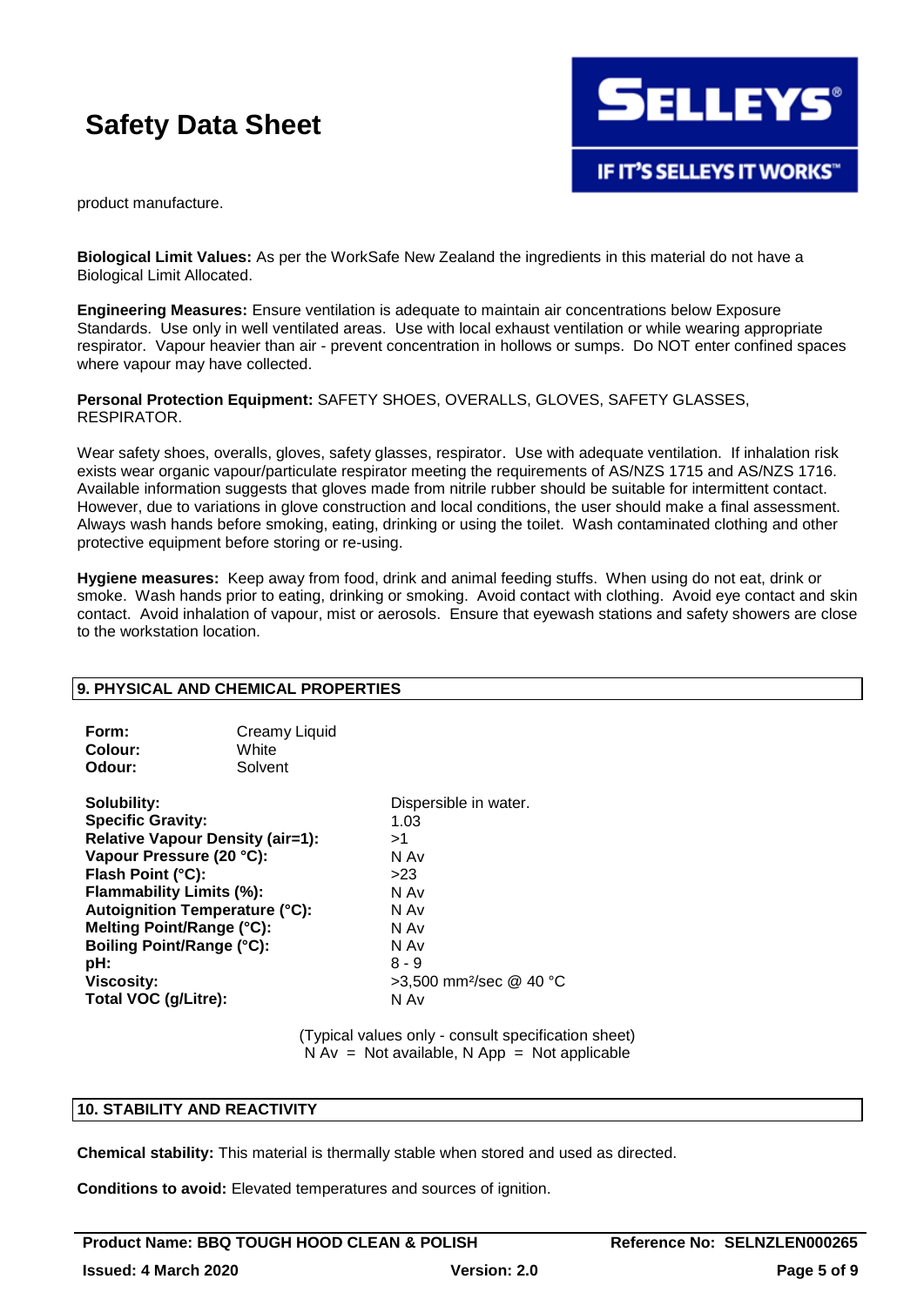product manufacture.

**Biological Limit Values:** As per the WorkSafe New Zealand the ingredients in this material do not have a Biological Limit Allocated.

**Engineering Measures:** Ensure ventilation is adequate to maintain air concentrations below Exposure Standards. Use only in well ventilated areas. Use with local exhaust ventilation or while wearing appropriate respirator. Vapour heavier than air - prevent concentration in hollows or sumps. Do NOT enter confined spaces where vapour may have collected.

**Personal Protection Equipment:** SAFETY SHOES, OVERALLS, GLOVES, SAFETY GLASSES, RESPIRATOR.

Wear safety shoes, overalls, gloves, safety glasses, respirator. Use with adequate ventilation. If inhalation risk exists wear organic vapour/particulate respirator meeting the requirements of AS/NZS 1715 and AS/NZS 1716. Available information suggests that gloves made from nitrile rubber should be suitable for intermittent contact. However, due to variations in glove construction and local conditions, the user should make a final assessment. Always wash hands before smoking, eating, drinking or using the toilet. Wash contaminated clothing and other protective equipment before storing or re-using.

**Hygiene measures:** Keep away from food, drink and animal feeding stuffs. When using do not eat, drink or smoke. Wash hands prior to eating, drinking or smoking. Avoid contact with clothing. Avoid eye contact and skin contact. Avoid inhalation of vapour, mist or aerosols. Ensure that eyewash stations and safety showers are close to the workstation location.

## 9. PHYSICAL AND CHEMICAL PROPERTIES

| | |
|---|---|
| **Form:** | Creamy Liquid |
| **Colour:** | White |
| **Odour:** | Solvent |

| | |
|---|---|
| **Solubility:** | Dispersible in water. |
| **Specific Gravity:** | 1.03 |
| **Relative Vapour Density (air=1):** | >1 |
| **Vapour Pressure (20 °C):** | N Av |
| **Flash Point (°C):** | >23 |
| **Flammability Limits (%):** | N Av |
| **Autoignition Temperature (°C):** | N Av |
| **Melting Point/Range (°C):** | N Av |
| **Boiling Point/Range (°C):** | N Av |
| **pH:** | 8 - 9 |
| **Viscosity:** | >3,500 $mm^2$/sec @ 40 °C |
| **Total VOC (g/Litre):** | N Av |

(Typical values only - consult specification sheet)
N Av = Not available, N App = Not applicable

## 10. STABILITY AND REACTIVITY

**Chemical stability:** This material is thermally stable when stored and used as directed.

**Conditions to avoid:** Elevated temperatures and sources of ignition.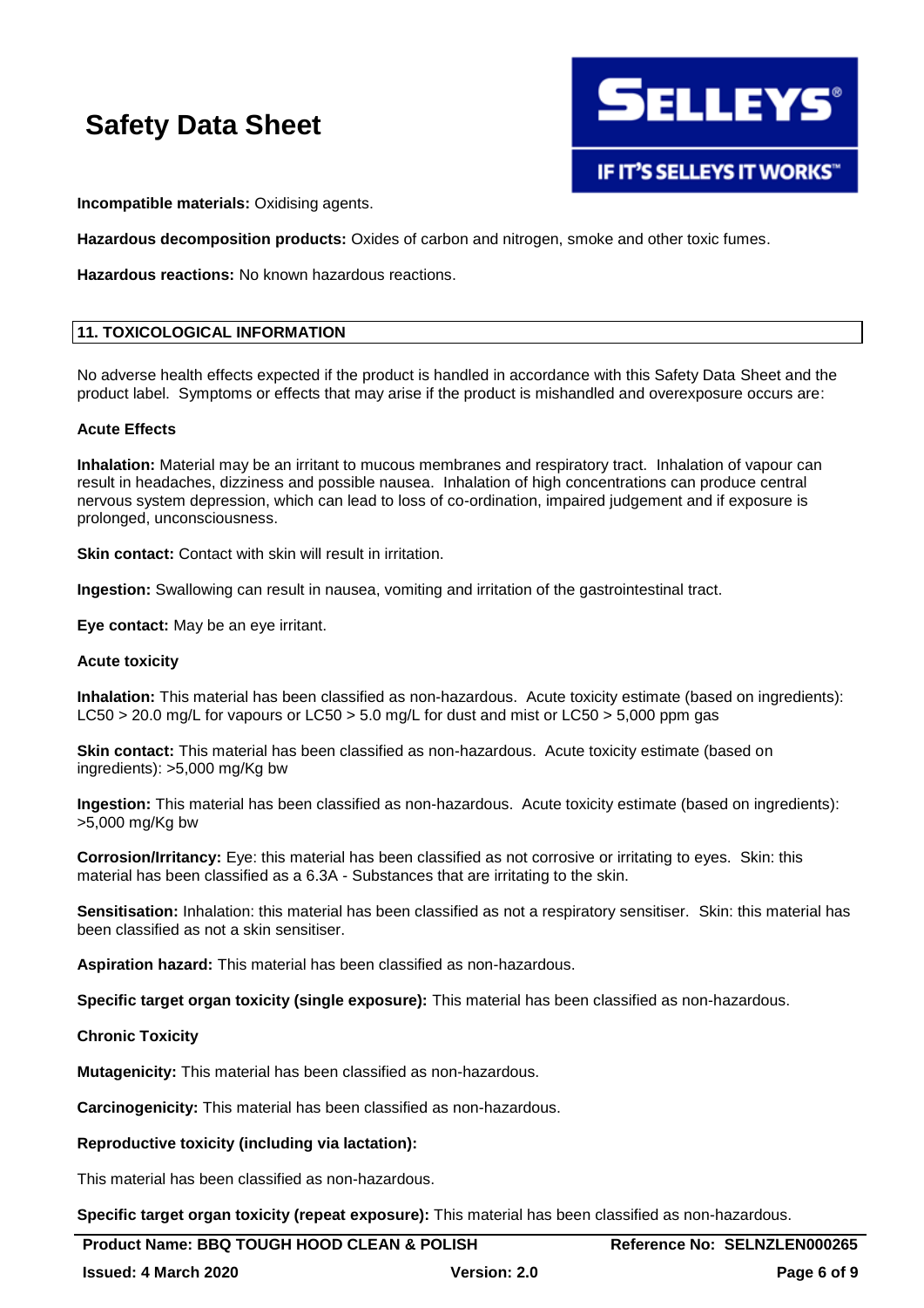**Incompatible materials:** Oxidising agents.

**Hazardous decomposition products:** Oxides of carbon and nitrogen, smoke and other toxic fumes.

**Hazardous reactions:** No known hazardous reactions.

## 11. TOXICOLOGICAL INFORMATION

No adverse health effects expected if the product is handled in accordance with this Safety Data Sheet and the product label. Symptoms or effects that may arise if the product is mishandled and overexposure occurs are:

**Acute Effects**

**Inhalation:** Material may be an irritant to mucous membranes and respiratory tract. Inhalation of vapour can result in headaches, dizziness and possible nausea. Inhalation of high concentrations can produce central nervous system depression, which can lead to loss of co-ordination, impaired judgement and if exposure is prolonged, unconsciousness.

**Skin contact:** Contact with skin will result in irritation.

**Ingestion:** Swallowing can result in nausea, vomiting and irritation of the gastrointestinal tract.

**Eye contact:** May be an eye irritant.

**Acute toxicity**

**Inhalation:** This material has been classified as non-hazardous. Acute toxicity estimate (based on ingredients): LC50 > 20.0 mg/L for vapours or LC50 > 5.0 mg/L for dust and mist or LC50 > 5,000 ppm gas

**Skin contact:** This material has been classified as non-hazardous. Acute toxicity estimate (based on ingredients): >5,000 mg/Kg bw

**Ingestion:** This material has been classified as non-hazardous. Acute toxicity estimate (based on ingredients): >5,000 mg/Kg bw

**Corrosion/Irritancy:** Eye: this material has been classified as not corrosive or irritating to eyes. Skin: this material has been classified as a 6.3A - Substances that are irritating to the skin.

**Sensitisation:** Inhalation: this material has been classified as not a respiratory sensitiser. Skin: this material has been classified as not a skin sensitiser.

**Aspiration hazard:** This material has been classified as non-hazardous.

**Specific target organ toxicity (single exposure):** This material has been classified as non-hazardous.

**Chronic Toxicity**

**Mutagenicity:** This material has been classified as non-hazardous.

**Carcinogenicity:** This material has been classified as non-hazardous.

**Reproductive toxicity (including via lactation):**

This material has been classified as non-hazardous.

**Specific target organ toxicity (repeat exposure):** This material has been classified as non-hazardous.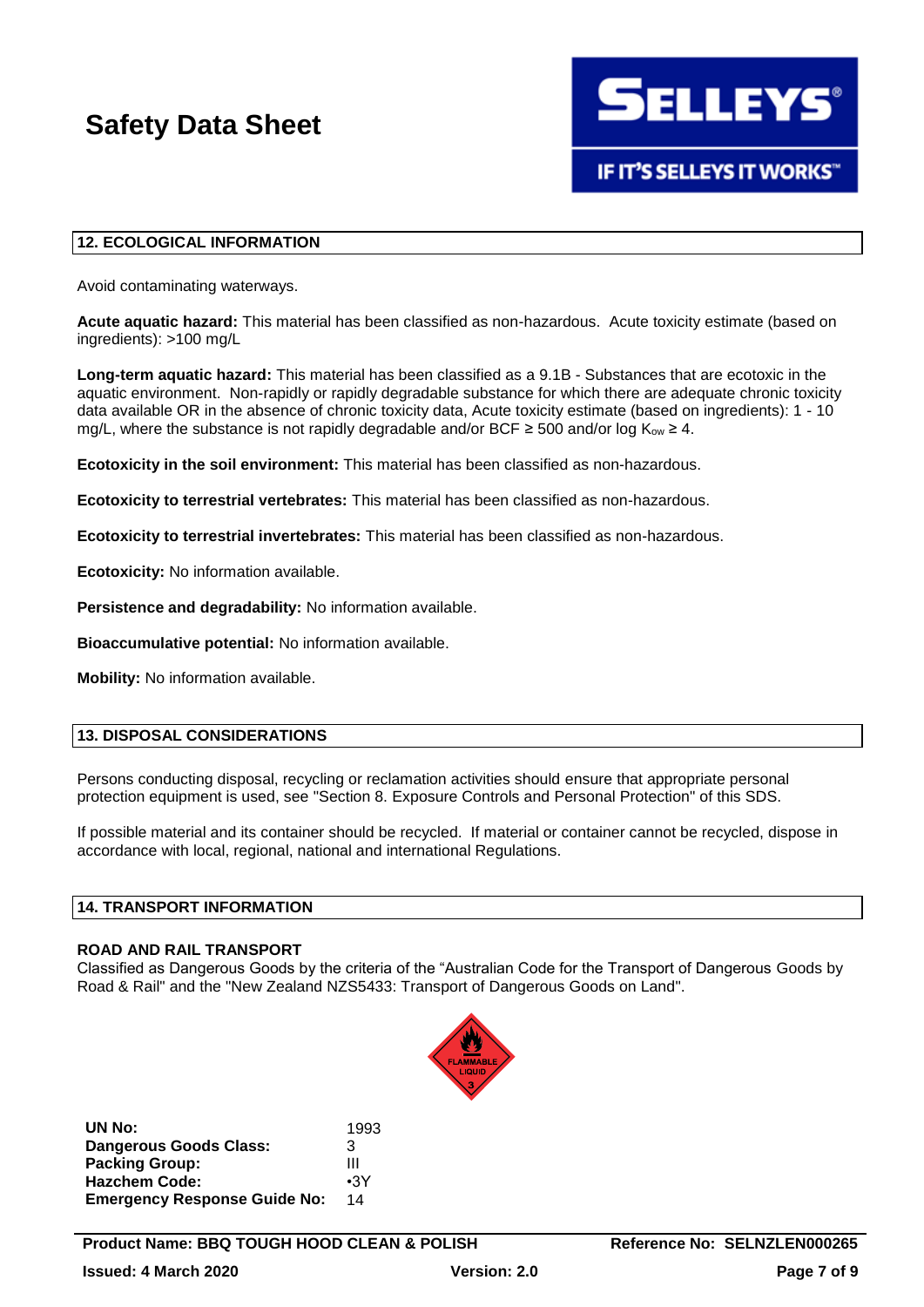## 12. ECOLOGICAL INFORMATION

Avoid contaminating waterways.

**Acute aquatic hazard:** This material has been classified as non-hazardous. Acute toxicity estimate (based on ingredients): >100 mg/L

**Long-term aquatic hazard:** This material has been classified as a 9.1B - Substances that are ecotoxic in the aquatic environment. Non-rapidly or rapidly degradable substance for which there are adequate chronic toxicity data available OR in the absence of chronic toxicity data, Acute toxicity estimate (based on ingredients): 1 - 10 mg/L, where the substance is not rapidly degradable and/or BCF ≥ 500 and/or log $K_{ow}$ ≥ 4.

**Ecotoxicity in the soil environment:** This material has been classified as non-hazardous.

**Ecotoxicity to terrestrial vertebrates:** This material has been classified as non-hazardous.

**Ecotoxicity to terrestrial invertebrates:** This material has been classified as non-hazardous.

**Ecotoxicity:** No information available.

**Persistence and degradability:** No information available.

**Bioaccumulative potential:** No information available.

**Mobility:** No information available.

## 13. DISPOSAL CONSIDERATIONS

Persons conducting disposal, recycling or reclamation activities should ensure that appropriate personal protection equipment is used, see "Section 8. Exposure Controls and Personal Protection" of this SDS.

If possible material and its container should be recycled. If material or container cannot be recycled, dispose in accordance with local, regional, national and international Regulations.

## 14. TRANSPORT INFORMATION

### ROAD AND RAIL TRANSPORT

Classified as Dangerous Goods by the criteria of the "Australian Code for the Transport of Dangerous Goods by Road & Rail" and the "New Zealand NZS5433: Transport of Dangerous Goods on Land".

| | |
|---|---|
| **UN No:** | 1993 |
| **Dangerous Goods Class:** | 3 |
| **Packing Group:** | III |
| **Hazchem Code:** | •3Y |
| **Emergency Response Guide No:** | 14 |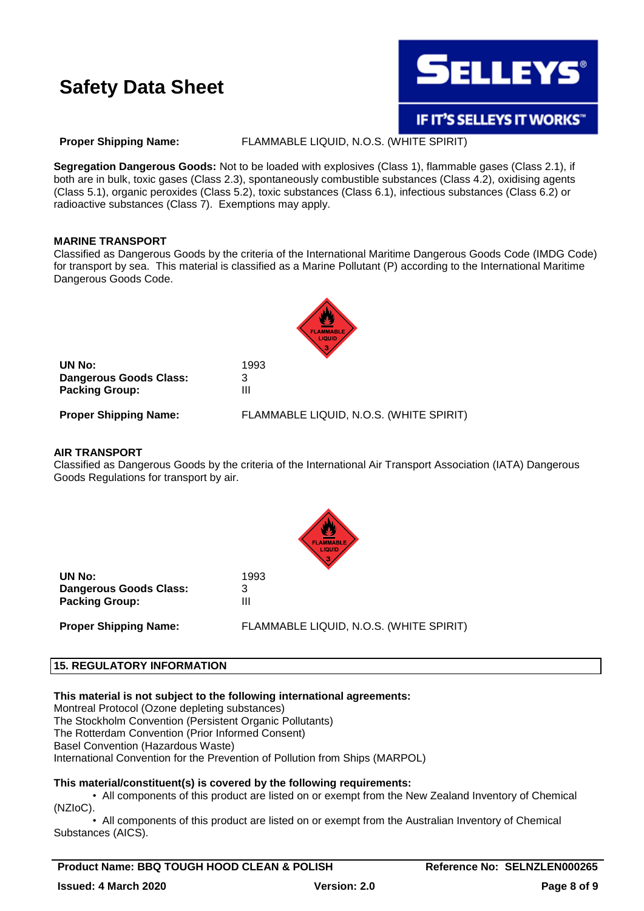**Proper Shipping Name:** FLAMMABLE LIQUID, N.O.S. (WHITE SPIRIT)

**Segregation Dangerous Goods:** Not to be loaded with explosives (Class 1), flammable gases (Class 2.1), if both are in bulk, toxic gases (Class 2.3), spontaneously combustible substances (Class 4.2), oxidising agents (Class 5.1), organic peroxides (Class 5.2), toxic substances (Class 6.1), infectious substances (Class 6.2) or radioactive substances (Class 7). Exemptions may apply.

**MARINE TRANSPORT**

Classified as Dangerous Goods by the criteria of the International Maritime Dangerous Goods Code (IMDG Code) for transport by sea. This material is classified as a Marine Pollutant (P) according to the International Maritime Dangerous Goods Code.

| | |
|---|---|
| **UN No:** | 1993 |
| **Dangerous Goods Class:** | 3 |
| **Packing Group:** | III |

**Proper Shipping Name:** FLAMMABLE LIQUID, N.O.S. (WHITE SPIRIT)

**AIR TRANSPORT**

Classified as Dangerous Goods by the criteria of the International Air Transport Association (IATA) Dangerous Goods Regulations for transport by air.

| | |
|---|---|
| **UN No:** | 1993 |
| **Dangerous Goods Class:** | 3 |
| **Packing Group:** | III |

**Proper Shipping Name:** FLAMMABLE LIQUID, N.O.S. (WHITE SPIRIT)

## 15. REGULATORY INFORMATION

**This material is not subject to the following international agreements:**

Montreal Protocol (Ozone depleting substances)
The Stockholm Convention (Persistent Organic Pollutants)
The Rotterdam Convention (Prior Informed Consent)
Basel Convention (Hazardous Waste)
International Convention for the Prevention of Pollution from Ships (MARPOL)

**This material/constituent(s) is covered by the following requirements:**

- All components of this product are listed on or exempt from the New Zealand Inventory of Chemical (NZIoC).
- All components of this product are listed on or exempt from the Australian Inventory of Chemical Substances (AICS).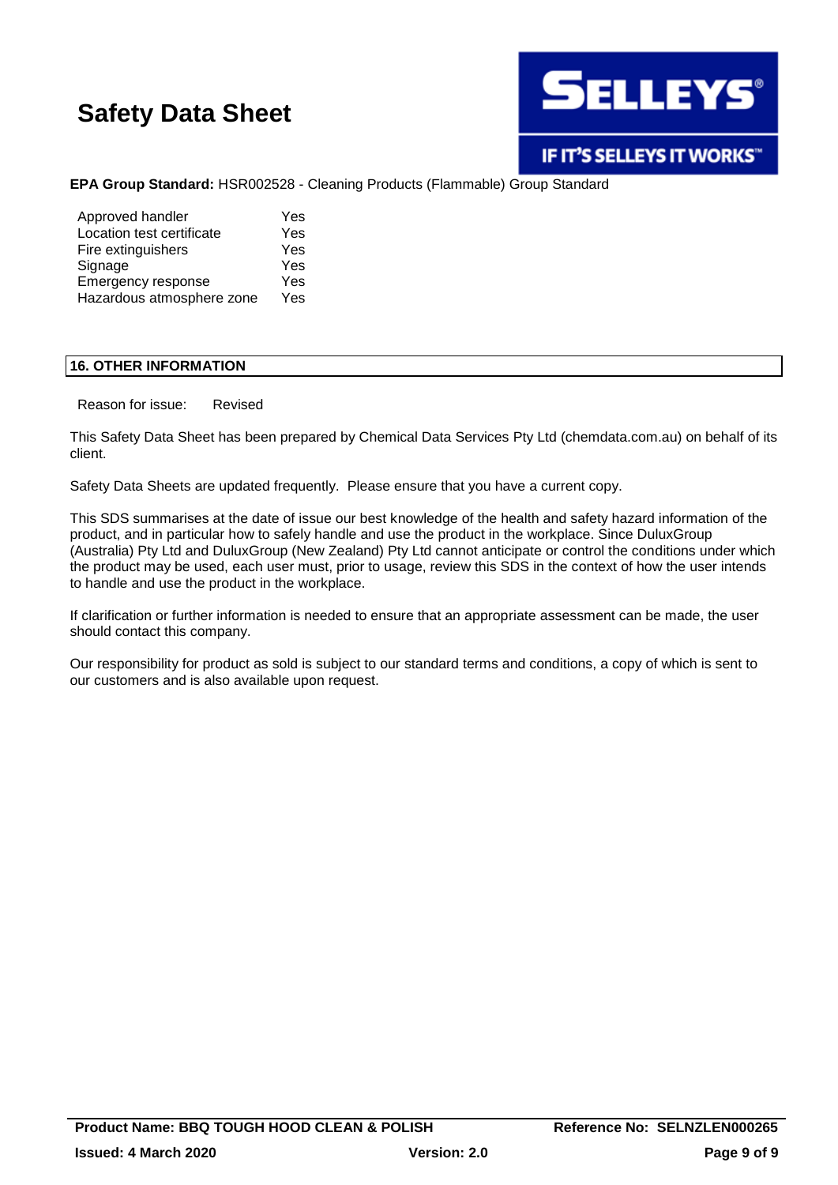**EPA Group Standard:** HSR002528 - Cleaning Products (Flammable) Group Standard

| | |
|---|---|
| Approved handler | Yes |
| Location test certificate | Yes |
| Fire extinguishers | Yes |
| Signage | Yes |
| Emergency response | Yes |
| Hazardous atmosphere zone | Yes |

## 16. OTHER INFORMATION

Reason for issue: Revised

This Safety Data Sheet has been prepared by Chemical Data Services Pty Ltd (chemdata.com.au) on behalf of its client.

Safety Data Sheets are updated frequently. Please ensure that you have a current copy.

This SDS summarises at the date of issue our best knowledge of the health and safety hazard information of the product, and in particular how to safely handle and use the product in the workplace. Since DuluxGroup (Australia) Pty Ltd and DuluxGroup (New Zealand) Pty Ltd cannot anticipate or control the conditions under which the product may be used, each user must, prior to usage, review this SDS in the context of how the user intends to handle and use the product in the workplace.

If clarification or further information is needed to ensure that an appropriate assessment can be made, the user should contact this company.

Our responsibility for product as sold is subject to our standard terms and conditions, a copy of which is sent to our customers and is also available upon request.